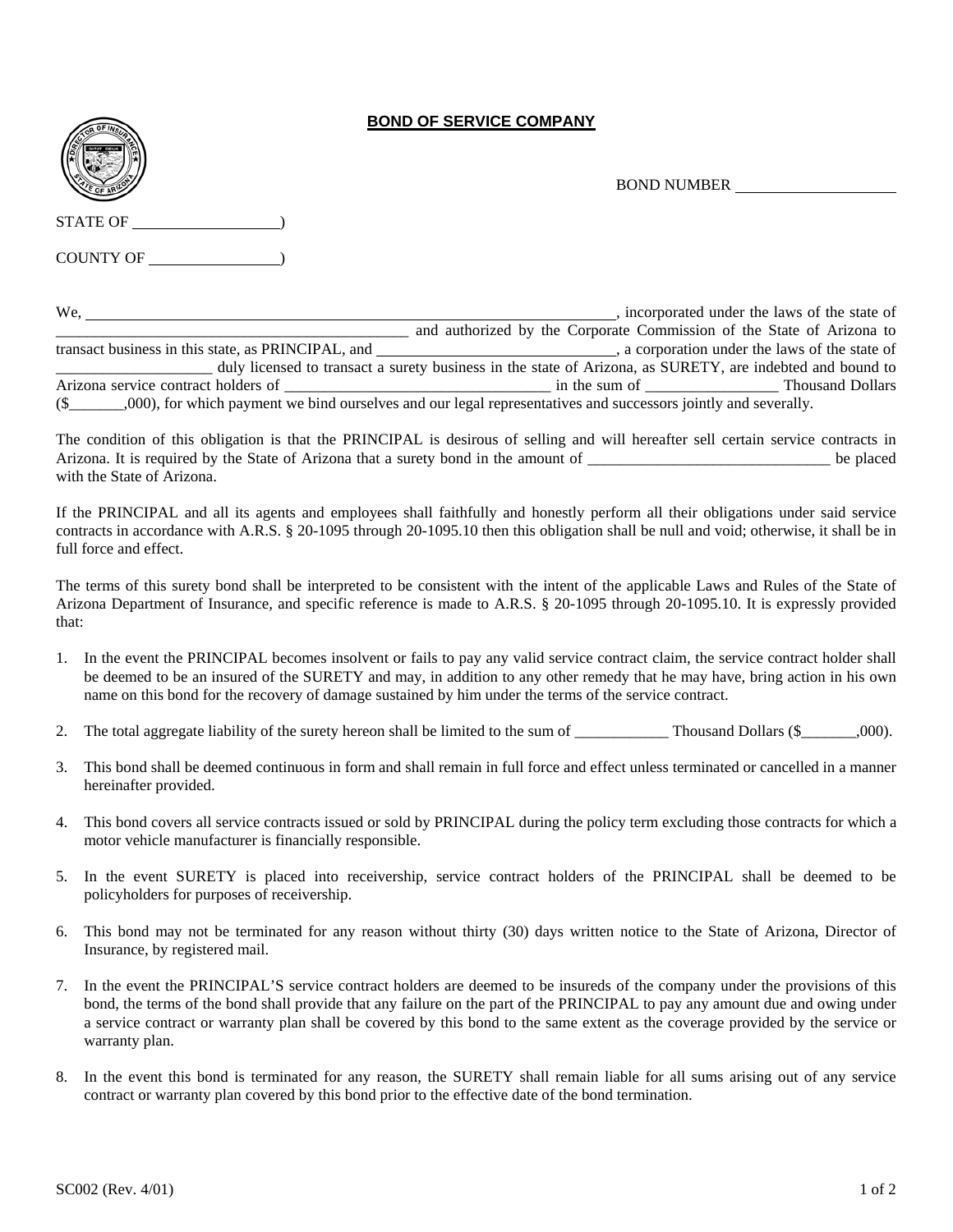# BOND OF SERVICE COMPANY

BOND NUMBER ____________________

STATE OF ____________________)

COUNTY OF __________________)

We, ______________________________________________________________________, incorporated under the laws of the state of ____________________________________________ and authorized by the Corporate Commission of the State of Arizona to transact business in this state, as PRINCIPAL, and _______________________________, a corporation under the laws of the state of ____________________ duly licensed to transact a surety business in the state of Arizona, as SURETY, are indebted and bound to Arizona service contract holders of __________________________________ in the sum of _________________ Thousand Dollars ($_______,000), for which payment we bind ourselves and our legal representatives and successors jointly and severally.

The condition of this obligation is that the PRINCIPAL is desirous of selling and will hereafter sell certain service contracts in Arizona. It is required by the State of Arizona that a surety bond in the amount of _______________________________ be placed with the State of Arizona.

If the PRINCIPAL and all its agents and employees shall faithfully and honestly perform all their obligations under said service contracts in accordance with A.R.S. § 20-1095 through 20-1095.10 then this obligation shall be null and void; otherwise, it shall be in full force and effect.

The terms of this surety bond shall be interpreted to be consistent with the intent of the applicable Laws and Rules of the State of Arizona Department of Insurance, and specific reference is made to A.R.S. § 20-1095 through 20-1095.10. It is expressly provided that:

1. In the event the PRINCIPAL becomes insolvent or fails to pay any valid service contract claim, the service contract holder shall be deemed to be an insured of the SURETY and may, in addition to any other remedy that he may have, bring action in his own name on this bond for the recovery of damage sustained by him under the terms of the service contract.

2. The total aggregate liability of the surety hereon shall be limited to the sum of ____________ Thousand Dollars ($_______,000).

3. This bond shall be deemed continuous in form and shall remain in full force and effect unless terminated or cancelled in a manner hereinafter provided.

4. This bond covers all service contracts issued or sold by PRINCIPAL during the policy term excluding those contracts for which a motor vehicle manufacturer is financially responsible.

5. In the event SURETY is placed into receivership, service contract holders of the PRINCIPAL shall be deemed to be policyholders for purposes of receivership.

6. This bond may not be terminated for any reason without thirty (30) days written notice to the State of Arizona, Director of Insurance, by registered mail.

7. In the event the PRINCIPAL'S service contract holders are deemed to be insureds of the company under the provisions of this bond, the terms of the bond shall provide that any failure on the part of the PRINCIPAL to pay any amount due and owing under a service contract or warranty plan shall be covered by this bond to the same extent as the coverage provided by the service or warranty plan.

8. In the event this bond is terminated for any reason, the SURETY shall remain liable for all sums arising out of any service contract or warranty plan covered by this bond prior to the effective date of the bond termination.

SC002 (Rev. 4/01)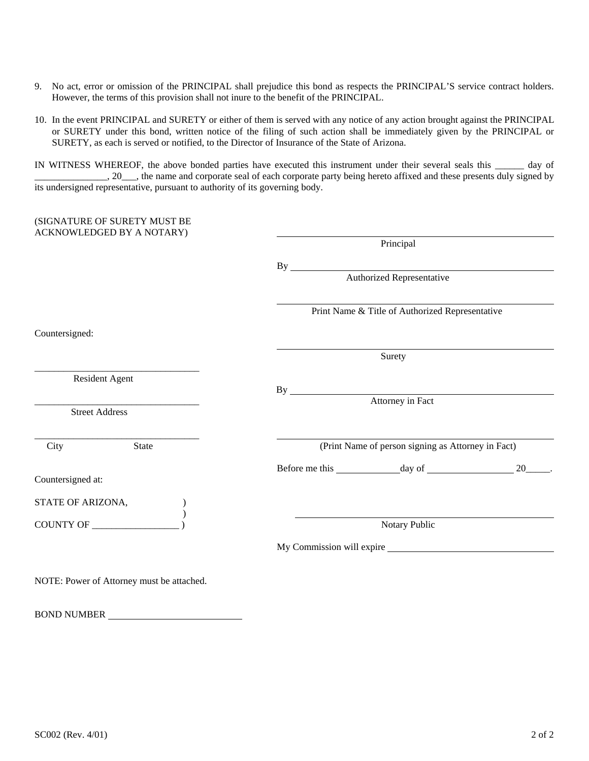9. No act, error or omission of the PRINCIPAL shall prejudice this bond as respects the PRINCIPAL'S service contract holders. However, the terms of this provision shall not inure to the benefit of the PRINCIPAL.

10. In the event PRINCIPAL and SURETY or either of them is served with any notice of any action brought against the PRINCIPAL or SURETY under this bond, written notice of the filing of such action shall be immediately given by the PRINCIPAL or SURETY, as each is served or notified, to the Director of Insurance of the State of Arizona.

IN WITNESS WHEREOF, the above bonded parties have executed this instrument under their several seals this ______ day of _______________, 20___, the name and corporate seal of each corporate party being hereto affixed and these presents duly signed by its undersigned representative, pursuant to authority of its governing body.

(SIGNATURE OF SURETY MUST BE ACKNOWLEDGED BY A NOTARY)

______________________________
Principal

By ______________________________
Authorized Representative

______________________________
Print Name & Title of Authorized Representative

Countersigned:

______________________________
Surety

______________________________
Resident Agent

By ______________________________
Attorney in Fact

______________________________
Street Address

______________________________
City State

______________________________
(Print Name of person signing as Attorney in Fact)

Before me this ____________ day of ________________ 20_____.

Countersigned at:

STATE OF ARIZONA, )
)
COUNTY OF __________________ )

______________________________
Notary Public

My Commission will expire ______________________________

NOTE: Power of Attorney must be attached.

BOND NUMBER ______________________________

SC002 (Rev. 4/01)